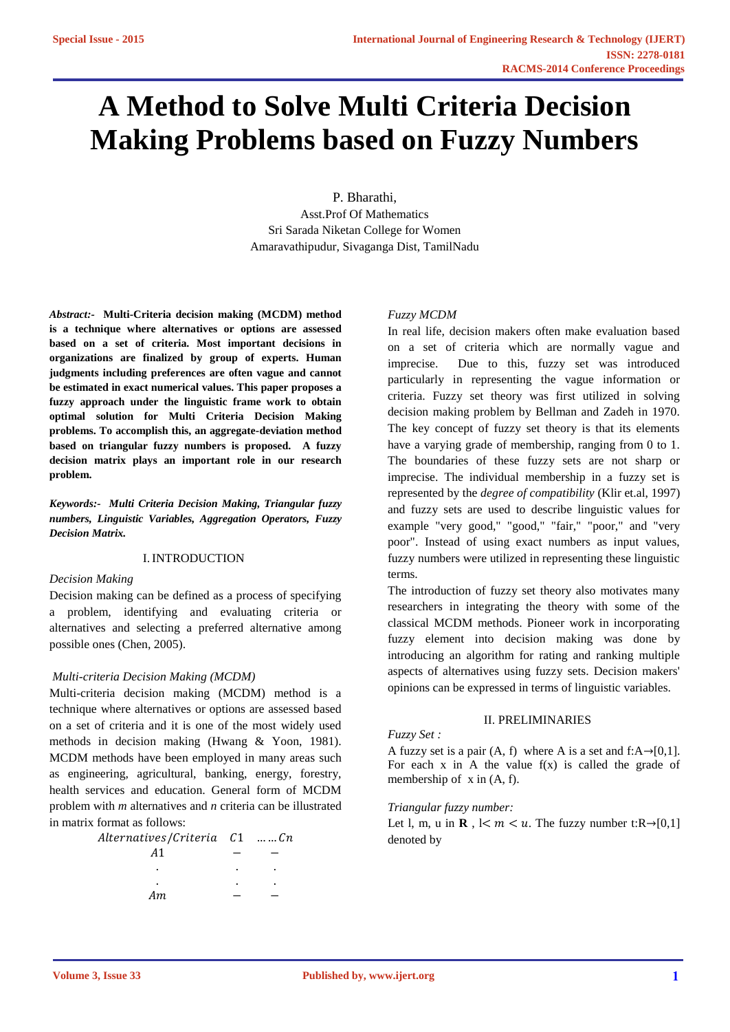# A Method to Solve Multi Criteria Decision Making Problems based on Fuzzy Numbers

P. Bharathi,
Asst.Prof Of Mathematics
Sri Sarada Niketan College for Women
Amaravathipudur, Sivaganga Dist, TamilNadu

***Abstract:-*** **Multi-Criteria decision making (MCDM) method is a technique where alternatives or options are assessed based on a set of criteria. Most important decisions in organizations are finalized by group of experts. Human judgments including preferences are often vague and cannot be estimated in exact numerical values. This paper proposes a fuzzy approach under the linguistic frame work to obtain optimal solution for Multi Criteria Decision Making problems. To accomplish this, an aggregate-deviation method based on triangular fuzzy numbers is proposed. A fuzzy decision matrix plays an important role in our research problem.**

***Keywords:-*** ***Multi Criteria Decision Making, Triangular fuzzy numbers, Linguistic Variables, Aggregation Operators, Fuzzy Decision Matrix.***

## I. INTRODUCTION

*Decision Making*

Decision making can be defined as a process of specifying a problem, identifying and evaluating criteria or alternatives and selecting a preferred alternative among possible ones (Chen, 2005).

*Multi-criteria Decision Making (MCDM)*

Multi-criteria decision making (MCDM) method is a technique where alternatives or options are assessed based on a set of criteria and it is one of the most widely used methods in decision making (Hwang & Yoon, 1981). MCDM methods have been employed in many areas such as engineering, agricultural, banking, energy, forestry, health services and education. General form of MCDM problem with *m* alternatives and *n* criteria can be illustrated in matrix format as follows:

| $Alternatives/Criteria$ | $C1$ | $\ldots\ldots Cn$ |
|---|---|---|
| $A1$ | $-$ | $-$ |
| . | . | . |
| . | . | . |
| $Am$ | $-$ | $-$ |

*Fuzzy MCDM*

In real life, decision makers often make evaluation based on a set of criteria which are normally vague and imprecise. Due to this, fuzzy set was introduced particularly in representing the vague information or criteria. Fuzzy set theory was first utilized in solving decision making problem by Bellman and Zadeh in 1970. The key concept of fuzzy set theory is that its elements have a varying grade of membership, ranging from 0 to 1. The boundaries of these fuzzy sets are not sharp or imprecise. The individual membership in a fuzzy set is represented by the *degree of compatibility* (Klir et.al, 1997) and fuzzy sets are used to describe linguistic values for example "very good," "good," "fair," "poor," and "very poor". Instead of using exact numbers as input values, fuzzy numbers were utilized in representing these linguistic terms.

The introduction of fuzzy set theory also motivates many researchers in integrating the theory with some of the classical MCDM methods. Pioneer work in incorporating fuzzy element into decision making was done by introducing an algorithm for rating and ranking multiple aspects of alternatives using fuzzy sets. Decision makers' opinions can be expressed in terms of linguistic variables.

## II. PRELIMINARIES

*Fuzzy Set :*

A fuzzy set is a pair (A, f) where A is a set and f:A→[0,1]. For each x in A the value f(x) is called the grade of membership of x in (A, f).

*Triangular fuzzy number:*

Let l, m, u in **R** , $l < m < u$. The fuzzy number t:R→[0,1] denoted by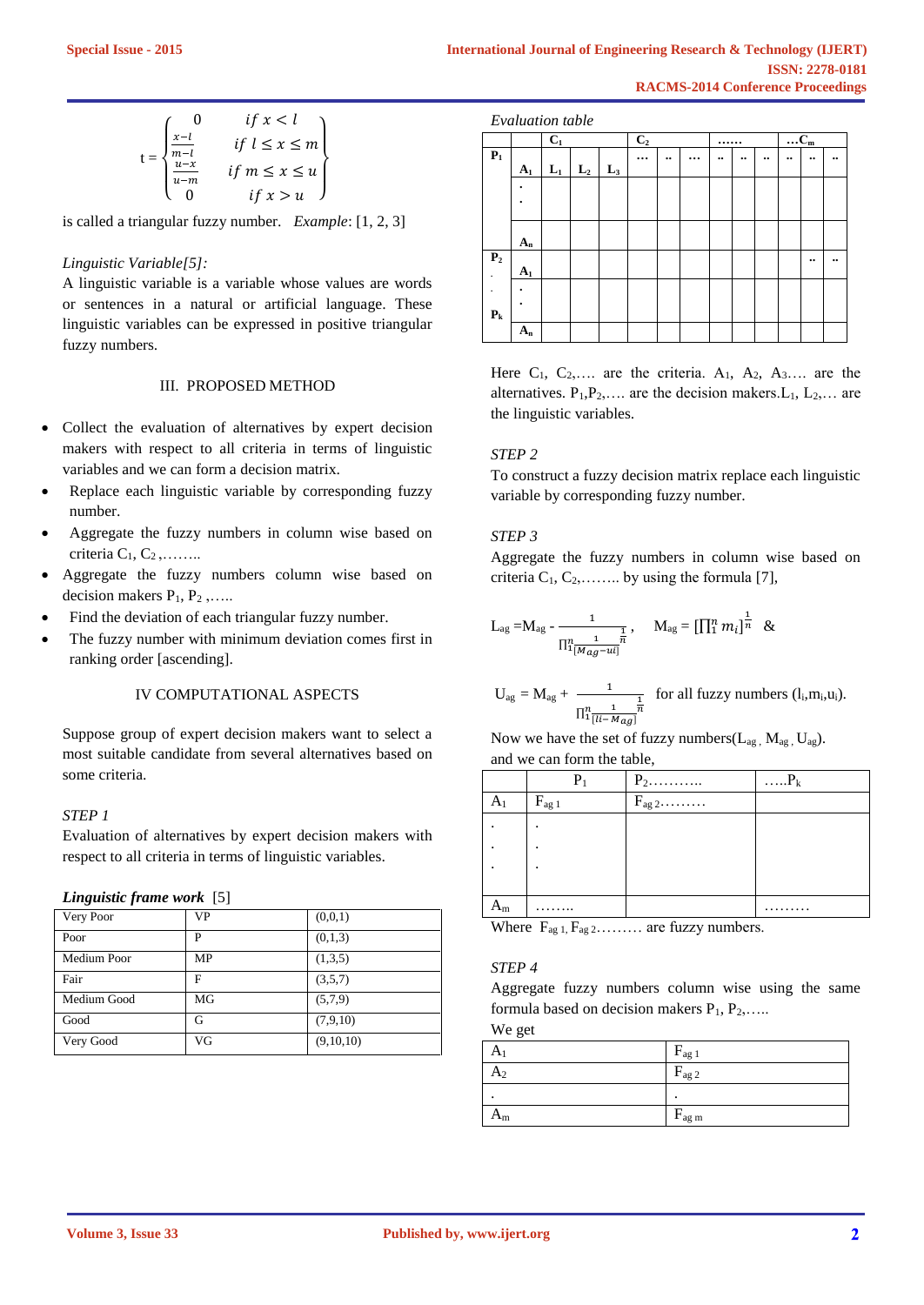$$t = \begin{cases} 0 & \text{if } x < l \\ \frac{x-l}{m-l} & \text{if } l \le x \le m \\ \frac{u-x}{u-m} & \text{if } m \le x \le u \\ 0 & \text{if } x > u \end{cases}$$

is called a triangular fuzzy number. *Example*: [1, 2, 3]

*Linguistic Variable[5]:*

A linguistic variable is a variable whose values are words or sentences in a natural or artificial language. These linguistic variables can be expressed in positive triangular fuzzy numbers.

## III. PROPOSED METHOD

- Collect the evaluation of alternatives by expert decision makers with respect to all criteria in terms of linguistic variables and we can form a decision matrix.
- Replace each linguistic variable by corresponding fuzzy number.
- Aggregate the fuzzy numbers in column wise based on criteria $C_1$, $C_2$ ,……..
- Aggregate the fuzzy numbers column wise based on decision makers $P_1$, $P_2$ ,…..
- Find the deviation of each triangular fuzzy number.
- The fuzzy number with minimum deviation comes first in ranking order [ascending].

## IV COMPUTATIONAL ASPECTS

Suppose group of expert decision makers want to select a most suitable candidate from several alternatives based on some criteria.

*STEP 1*

Evaluation of alternatives by expert decision makers with respect to all criteria in terms of linguistic variables.

***Linguistic frame work*** [5]

| | | |
|---|---|---|
| Very Poor | VP | (0,0,1) |
| Poor | P | (0,1,3) |
| Medium Poor | MP | (1,3,5) |
| Fair | F | (3,5,7) |
| Medium Good | MG | (5,7,9) |
| Good | G | (7,9,10) |
| Very Good | VG | (9,10,10) |

*Evaluation table*

| | | $C_1$ | | | $C_2$ | | | …… | | | …$C_m$ | | |
|---|---|---|---|---|---|---|---|---|---|---|---|---|---|
| $P_1$ | $A_1$ | $L_1$ | $L_2$ | $L_3$ | … | .. | … | .. | .. | .. | .. | .. | .. |
| | . | | | | | | | | | | | | |
| | . | | | | | | | | | | | | |
| | $A_n$ | | | | | | | | | | | | |
| $P_2$ | $A_1$ | | | | | | | | | | | .. | .. |
| . | . | | | | | | | | | | | | |
| . | . | | | | | | | | | | | | |
| $P_k$ | $A_n$ | | | | | | | | | | | | |

Here $C_1$, $C_2$,…. are the criteria. $A_1$, $A_2$, $A_3$…. are the alternatives. $P_1$,$P_2$,…. are the decision makers.$L_1$, $L_2$,… are the linguistic variables.

*STEP 2*

To construct a fuzzy decision matrix replace each linguistic variable by corresponding fuzzy number.

*STEP 3*

Aggregate the fuzzy numbers in column wise based on criteria $C_1$, $C_2$,…….. by using the formula [7],

$$L_{ag} = M_{ag} - \frac{1}{\prod_1^n \frac{1}{[M_{ag}-l_i]}^{\frac{1}{n}}}, \quad M_{ag} = [\prod_1^n m_i]^{\frac{1}{n}} \ \&$$

$$U_{ag} = M_{ag} + \frac{1}{\prod_1^n \frac{1}{[l_i - M_{ag}]}^{\frac{1}{n}}} \quad \text{for all fuzzy numbers } (l_i,m_i,u_i).$$

Now we have the set of fuzzy numbers($L_{ag}$ , $M_{ag}$ , $U_{ag}$).

and we can form the table,

| | $P_1$ | $P_2$……….. | …..$P_k$ |
|---|---|---|---|
| $A_1$ | $F_{ag\,1}$ | $F_{ag\,2}$……… | |
| . | . | | |
| . | . | | |
| . | . | | |
| $A_m$ | …….. | | ……… |

Where $F_{ag\,1}$, $F_{ag\,2}$……… are fuzzy numbers.

*STEP 4*

Aggregate fuzzy numbers column wise using the same formula based on decision makers $P_1$, $P_2$,…..

We get

| | |
|---|---|
| $A_1$ | $F_{ag\,1}$ |
| $A_2$ | $F_{ag\,2}$ |
| . | . |
| $A_m$ | $F_{ag\,m}$ |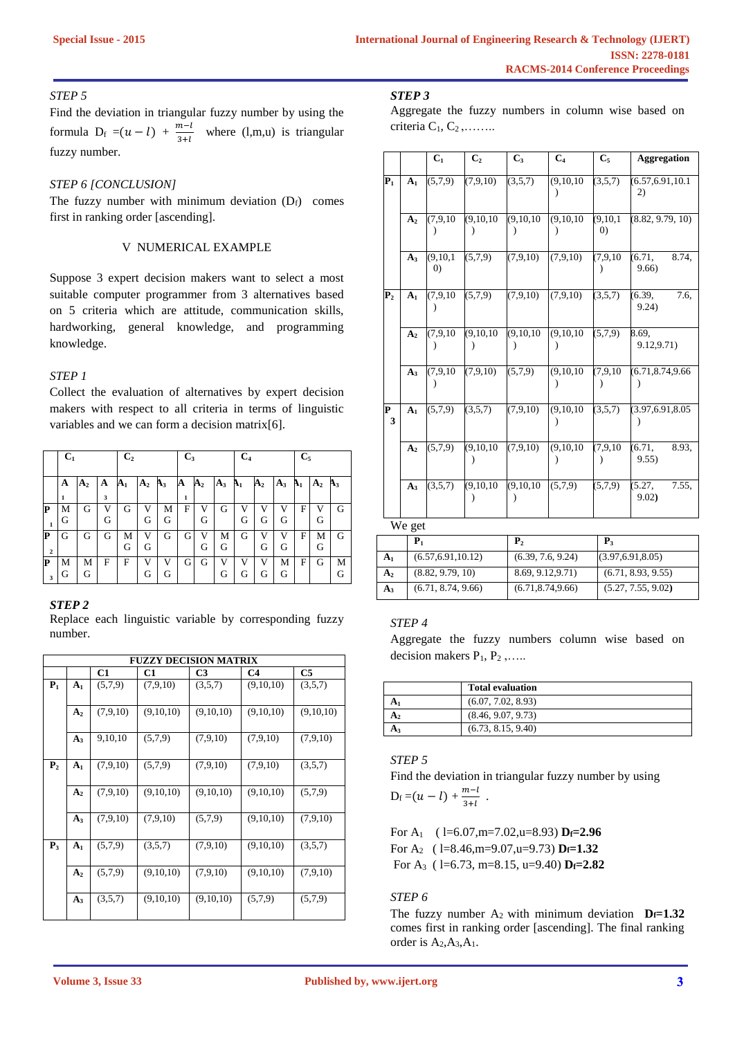*STEP 5*

Find the deviation in triangular fuzzy number by using the formula $D_f = (u - l) + \frac{m-l}{3+l}$ where (l,m,u) is triangular fuzzy number.

*STEP 6 [CONCLUSION]*

The fuzzy number with minimum deviation ($D_f$) comes first in ranking order [ascending].

## V NUMERICAL EXAMPLE

Suppose 3 expert decision makers want to select a most suitable computer programmer from 3 alternatives based on 5 criteria which are attitude, communication skills, hardworking, general knowledge, and programming knowledge.

*STEP 1*

Collect the evaluation of alternatives by expert decision makers with respect to all criteria in terms of linguistic variables and we can form a decision matrix[6].

| | $C_1$ | | | $C_2$ | | | $C_3$ | | | $C_4$ | | | $C_5$ | | |
|---|---|---|---|---|---|---|---|---|---|---|---|---|---|---|---|
| | $A_1$ | $A_2$ | $A_3$ | $A_1$ | $A_2$ | $A_3$ | $A_1$ | $A_2$ | $A_3$ | $A_1$ | $A_2$ | $A_3$ | $A_1$ | $A_2$ | $A_3$ |
| $P_1$ | MG | G | VG | G | VG | MG | F | VG | G | VG | VG | VG | F | VG | G |
| $P_2$ | G | G | G | MG | VG | G | G | VG | MG | G | VG | VG | F | MG | G |
| $P_3$ | MG | MG | F | F | VG | VG | G | G | VG | VG | VG | MG | F | G | MG |

**STEP 2**

Replace each linguistic variable by corresponding fuzzy number.

| FUZZY DECISION MATRIX | | | | | | |
|---|---|---|---|---|---|---|
| | | C1 | C1 | C3 | C4 | C5 |
| $P_1$ | $A_1$ | (5,7,9) | (7,9,10) | (3,5,7) | (9,10,10) | (3,5,7) |
| | $A_2$ | (7,9,10) | (9,10,10) | (9,10,10) | (9,10,10) | (9,10,10) |
| | $A_3$ | 9,10,10 | (5,7,9) | (7,9,10) | (7,9,10) | (7,9,10) |
| $P_2$ | $A_1$ | (7,9,10) | (5,7,9) | (7,9,10) | (7,9,10) | (3,5,7) |
| | $A_2$ | (7,9,10) | (9,10,10) | (9,10,10) | (9,10,10) | (5,7,9) |
| | $A_3$ | (7,9,10) | (7,9,10) | (5,7,9) | (9,10,10) | (7,9,10) |
| $P_3$ | $A_1$ | (5,7,9) | (3,5,7) | (7,9,10) | (9,10,10) | (3,5,7) |
| | $A_2$ | (5,7,9) | (9,10,10) | (7,9,10) | (9,10,10) | (7,9,10) |
| | $A_3$ | (3,5,7) | (9,10,10) | (9,10,10) | (5,7,9) | (5,7,9) |

***STEP 3***

Aggregate the fuzzy numbers in column wise based on criteria $C_1$, $C_2$ ,……..

| | | $C_1$ | $C_2$ | $C_3$ | $C_4$ | $C_5$ | Aggregation |
|---|---|---|---|---|---|---|---|
| $P_1$ | $A_1$ | (5,7,9) | (7,9,10) | (3,5,7) | (9,10,10) | (3,5,7) | (6.57,6.91,10.12) |
| | $A_2$ | (7,9,10) | (9,10,10) | (9,10,10) | (9,10,10) | (9,10,10) | (8.82, 9.79, 10) |
| | $A_3$ | (9,10,10) | (5,7,9) | (7,9,10) | (7,9,10) | (7,9,10) | (6.71, 8.74, 9.66) |
| $P_2$ | $A_1$ | (7,9,10) | (5,7,9) | (7,9,10) | (7,9,10) | (3,5,7) | (6.39, 7.6, 9.24) |
| | $A_2$ | (7,9,10) | (9,10,10) | (9,10,10) | (9,10,10) | (5,7,9) | 8.69, 9.12,9.71) |
| | $A_3$ | (7,9,10) | (7,9,10) | (5,7,9) | (9,10,10) | (7,9,10) | (6.71,8.74,9.66) |
| $P_3$ | $A_1$ | (5,7,9) | (3,5,7) | (7,9,10) | (9,10,10) | (3,5,7) | (3.97,6.91,8.05) |
| | $A_2$ | (5,7,9) | (9,10,10) | (7,9,10) | (9,10,10) | (7,9,10) | (6.71, 8.93, 9.55) |
| | $A_3$ | (3,5,7) | (9,10,10) | (9,10,10) | (5,7,9) | (5,7,9) | (5.27, 7.55, 9.02) |

We get

| | $P_1$ | $P_2$ | $P_3$ |
|---|---|---|---|
| $A_1$ | (6.57,6.91,10.12) | (6.39, 7.6, 9.24) | (3.97,6.91,8.05) |
| $A_2$ | (8.82, 9.79, 10) | 8.69, 9.12,9.71) | (6.71, 8.93, 9.55) |
| $A_3$ | (6.71, 8.74, 9.66) | (6.71,8.74,9.66) | (5.27, 7.55, 9.02) |

*STEP 4*

Aggregate the fuzzy numbers column wise based on decision makers $P_1$, $P_2$ ,…..

| | Total evaluation |
|---|---|
| $A_1$ | (6.07, 7.02, 8.93) |
| $A_2$ | (8.46, 9.07, 9.73) |
| $A_3$ | (6.73, 8.15, 9.40) |

*STEP 5*

Find the deviation in triangular fuzzy number by using $D_f = (u - l) + \frac{m-l}{3+l}$ .

For $A_1$ ( l=6.07,m=7.02,u=8.93) **$D_f$=2.96**
For $A_2$ ( l=8.46,m=9.07,u=9.73) **$D_f$=1.32**
For $A_3$ ( l=6.73, m=8.15, u=9.40) **$D_f$=2.82**

*STEP 6*

The fuzzy number $A_2$ with minimum deviation **$D_f$=1.32** comes first in ranking order [ascending]. The final ranking order is $A_2$,$A_3$,$A_1$.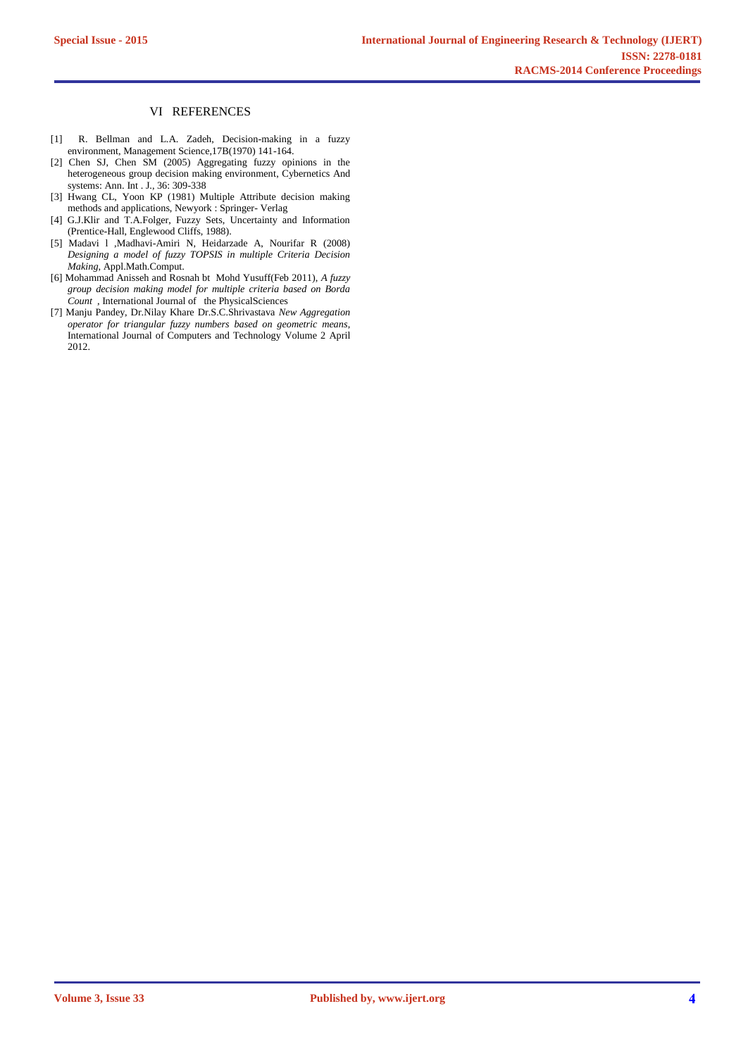## VI REFERENCES

[1] R. Bellman and L.A. Zadeh, Decision-making in a fuzzy environment, Management Science,17B(1970) 141-164.

[2] Chen SJ, Chen SM (2005) Aggregating fuzzy opinions in the heterogeneous group decision making environment, Cybernetics And systems: Ann. Int . J., 36: 309-338

[3] Hwang CL, Yoon KP (1981) Multiple Attribute decision making methods and applications, Newyork : Springer- Verlag

[4] G.J.Klir and T.A.Folger, Fuzzy Sets, Uncertainty and Information (Prentice-Hall, Englewood Cliffs, 1988).

[5] Madavi l ,Madhavi-Amiri N, Heidarzade A, Nourifar R (2008) *Designing a model of fuzzy TOPSIS in multiple Criteria Decision Making*, Appl.Math.Comput.

[6] Mohammad Anisseh and Rosnah bt Mohd Yusuff(Feb 2011), *A fuzzy group decision making model for multiple criteria based on Borda Count* , International Journal of the PhysicalSciences

[7] Manju Pandey, Dr.Nilay Khare Dr.S.C.Shrivastava *New Aggregation operator for triangular fuzzy numbers based on geometric means*, International Journal of Computers and Technology Volume 2 April 2012.